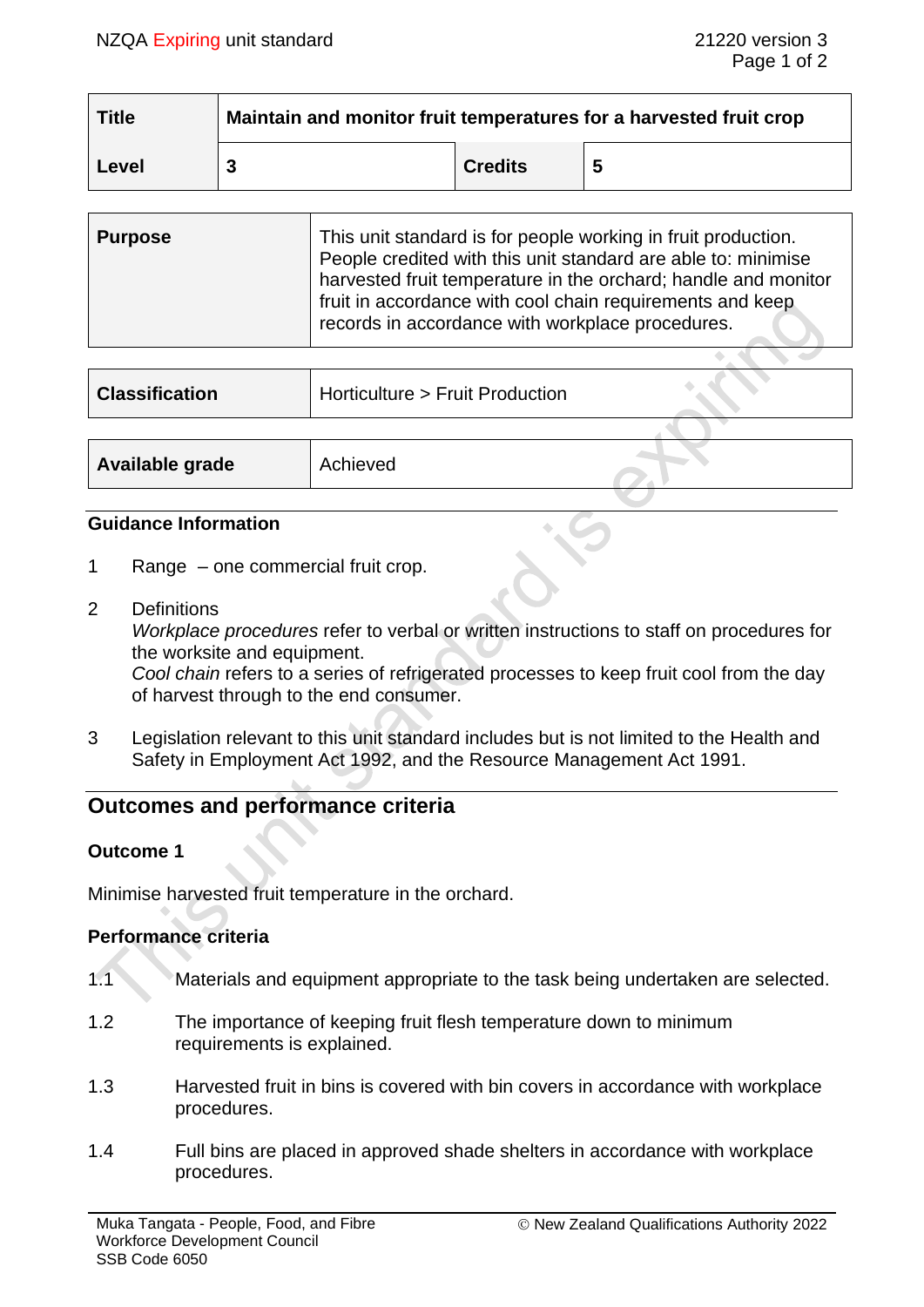| Title | Maintain and monitor fruit temperatures for a harvested fruit crop | | |
|---|---|---|---|
| Level | 3 | Credits | 5 |

| Purpose | This unit standard is for people working in fruit production. People credited with this unit standard are able to: minimise harvested fruit temperature in the orchard; handle and monitor fruit in accordance with cool chain requirements and keep records in accordance with workplace procedures. |
|---|---|

| Classification | Horticulture > Fruit Production |
|---|---|

| Available grade | Achieved |
|---|---|

## Guidance Information

1. Range – one commercial fruit crop.

2. Definitions
   *Workplace procedures* refer to verbal or written instructions to staff on procedures for the worksite and equipment.
   *Cool chain* refers to a series of refrigerated processes to keep fruit cool from the day of harvest through to the end consumer.

3. Legislation relevant to this unit standard includes but is not limited to the Health and Safety in Employment Act 1992, and the Resource Management Act 1991.

## Outcomes and performance criteria

### Outcome 1

Minimise harvested fruit temperature in the orchard.

### Performance criteria

1.1 Materials and equipment appropriate to the task being undertaken are selected.

1.2 The importance of keeping fruit flesh temperature down to minimum requirements is explained.

1.3 Harvested fruit in bins is covered with bin covers in accordance with workplace procedures.

1.4 Full bins are placed in approved shade shelters in accordance with workplace procedures.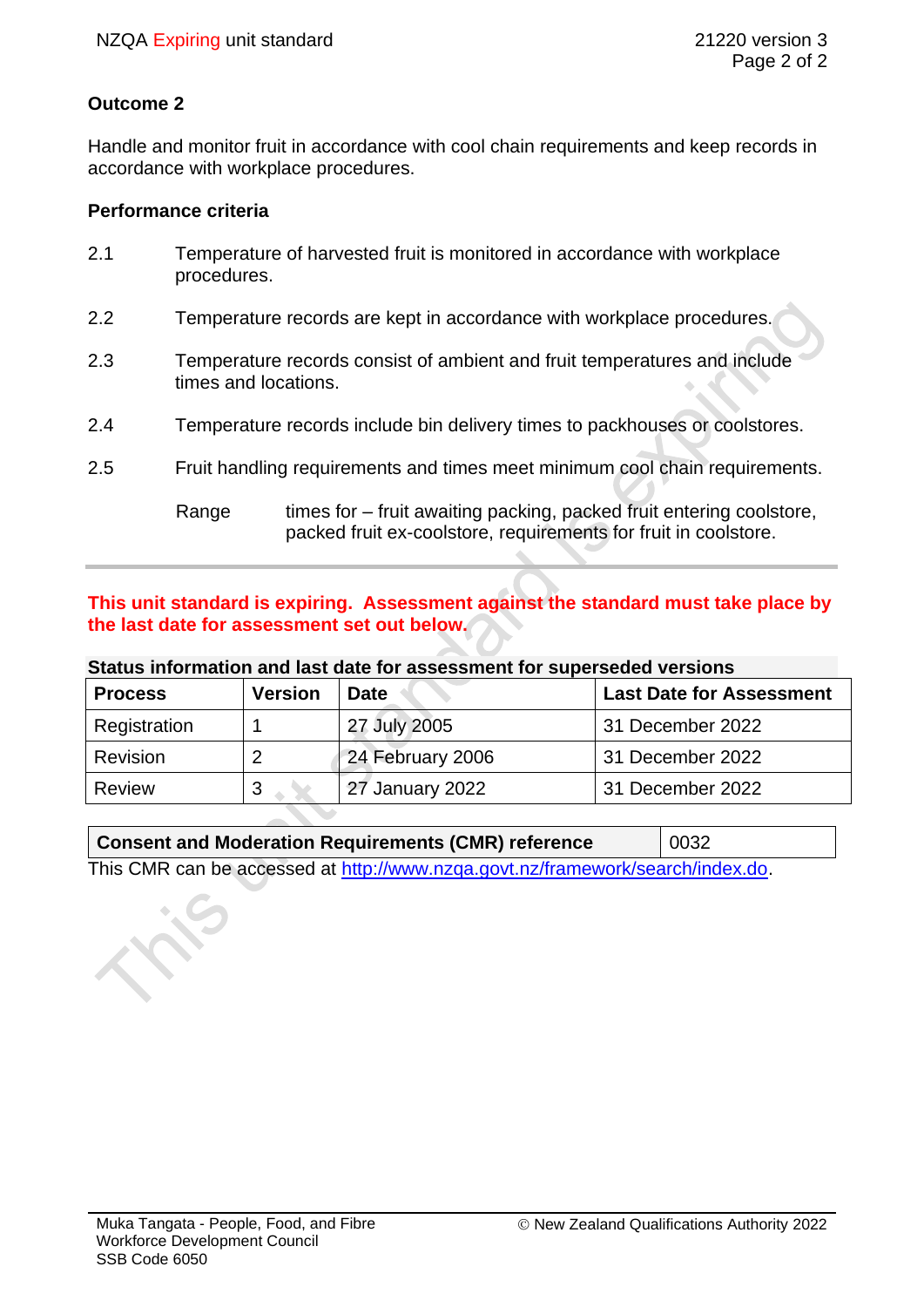### Outcome 2

Handle and monitor fruit in accordance with cool chain requirements and keep records in accordance with workplace procedures.

#### Performance criteria

2.1 Temperature of harvested fruit is monitored in accordance with workplace procedures.

2.2 Temperature records are kept in accordance with workplace procedures.

2.3 Temperature records consist of ambient and fruit temperatures and include times and locations.

2.4 Temperature records include bin delivery times to packhouses or coolstores.

2.5 Fruit handling requirements and times meet minimum cool chain requirements.

Range times for – fruit awaiting packing, packed fruit entering coolstore, packed fruit ex-coolstore, requirements for fruit in coolstore.

---

**This unit standard is expiring. Assessment against the standard must take place by the last date for assessment set out below.**

**Status information and last date for assessment for superseded versions**

| Process | Version | Date | Last Date for Assessment |
|---|---|---|---|
| Registration | 1 | 27 July 2005 | 31 December 2022 |
| Revision | 2 | 24 February 2006 | 31 December 2022 |
| Review | 3 | 27 January 2022 | 31 December 2022 |

| Consent and Moderation Requirements (CMR) reference | 0032 |
|---|---|

This CMR can be accessed at http://www.nzqa.govt.nz/framework/search/index.do.